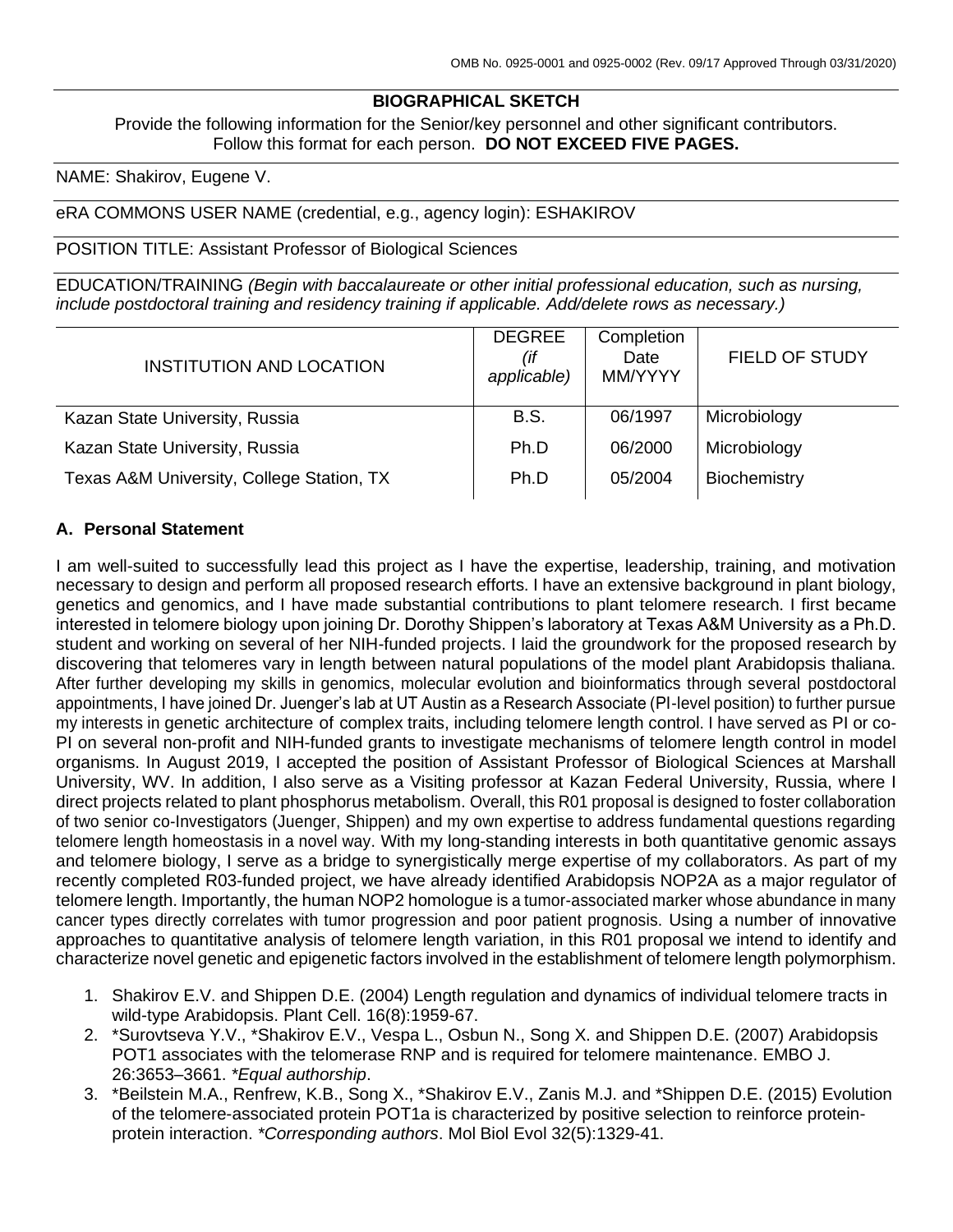OMB No. 0925-0001 and 0925-0002 (Rev. 09/17 Approved Through 03/31/2020)

## BIOGRAPHICAL SKETCH

Provide the following information for the Senior/key personnel and other significant contributors. Follow this format for each person. **DO NOT EXCEED FIVE PAGES.**

NAME: Shakirov, Eugene V.

eRA COMMONS USER NAME (credential, e.g., agency login): ESHAKIROV

POSITION TITLE: Assistant Professor of Biological Sciences

EDUCATION/TRAINING *(Begin with baccalaureate or other initial professional education, such as nursing, include postdoctoral training and residency training if applicable. Add/delete rows as necessary.)*

| INSTITUTION AND LOCATION | DEGREE *(if applicable)* | Completion Date MM/YYYY | FIELD OF STUDY |
|---|---|---|---|
| Kazan State University, Russia | B.S. | 06/1997 | Microbiology |
| Kazan State University, Russia | Ph.D | 06/2000 | Microbiology |
| Texas A&M University, College Station, TX | Ph.D | 05/2004 | Biochemistry |

### A. Personal Statement

I am well-suited to successfully lead this project as I have the expertise, leadership, training, and motivation necessary to design and perform all proposed research efforts. I have an extensive background in plant biology, genetics and genomics, and I have made substantial contributions to plant telomere research. I first became interested in telomere biology upon joining Dr. Dorothy Shippen's laboratory at Texas A&M University as a Ph.D. student and working on several of her NIH-funded projects. I laid the groundwork for the proposed research by discovering that telomeres vary in length between natural populations of the model plant Arabidopsis thaliana. After further developing my skills in genomics, molecular evolution and bioinformatics through several postdoctoral appointments, I have joined Dr. Juenger's lab at UT Austin as a Research Associate (PI-level position) to further pursue my interests in genetic architecture of complex traits, including telomere length control. I have served as PI or co-PI on several non-profit and NIH-funded grants to investigate mechanisms of telomere length control in model organisms. In August 2019, I accepted the position of Assistant Professor of Biological Sciences at Marshall University, WV. In addition, I also serve as a Visiting professor at Kazan Federal University, Russia, where I direct projects related to plant phosphorus metabolism. Overall, this R01 proposal is designed to foster collaboration of two senior co-Investigators (Juenger, Shippen) and my own expertise to address fundamental questions regarding telomere length homeostasis in a novel way. With my long-standing interests in both quantitative genomic assays and telomere biology, I serve as a bridge to synergistically merge expertise of my collaborators. As part of my recently completed R03-funded project, we have already identified Arabidopsis NOP2A as a major regulator of telomere length. Importantly, the human NOP2 homologue is a tumor-associated marker whose abundance in many cancer types directly correlates with tumor progression and poor patient prognosis. Using a number of innovative approaches to quantitative analysis of telomere length variation, in this R01 proposal we intend to identify and characterize novel genetic and epigenetic factors involved in the establishment of telomere length polymorphism.

1. Shakirov E.V. and Shippen D.E. (2004) Length regulation and dynamics of individual telomere tracts in wild-type Arabidopsis. Plant Cell. 16(8):1959-67.
2. *Surovtseva Y.V., *Shakirov E.V., Vespa L., Osbun N., Song X. and Shippen D.E. (2007) Arabidopsis POT1 associates with the telomerase RNP and is required for telomere maintenance. EMBO J. 26:3653–3661. *\*Equal authorship*.
3. *Beilstein M.A., Renfrew, K.B., Song X., *Shakirov E.V., Zanis M.J. and *Shippen D.E. (2015) Evolution of the telomere-associated protein POT1a is characterized by positive selection to reinforce protein-protein interaction. *\*Corresponding authors*. Mol Biol Evol 32(5):1329-41.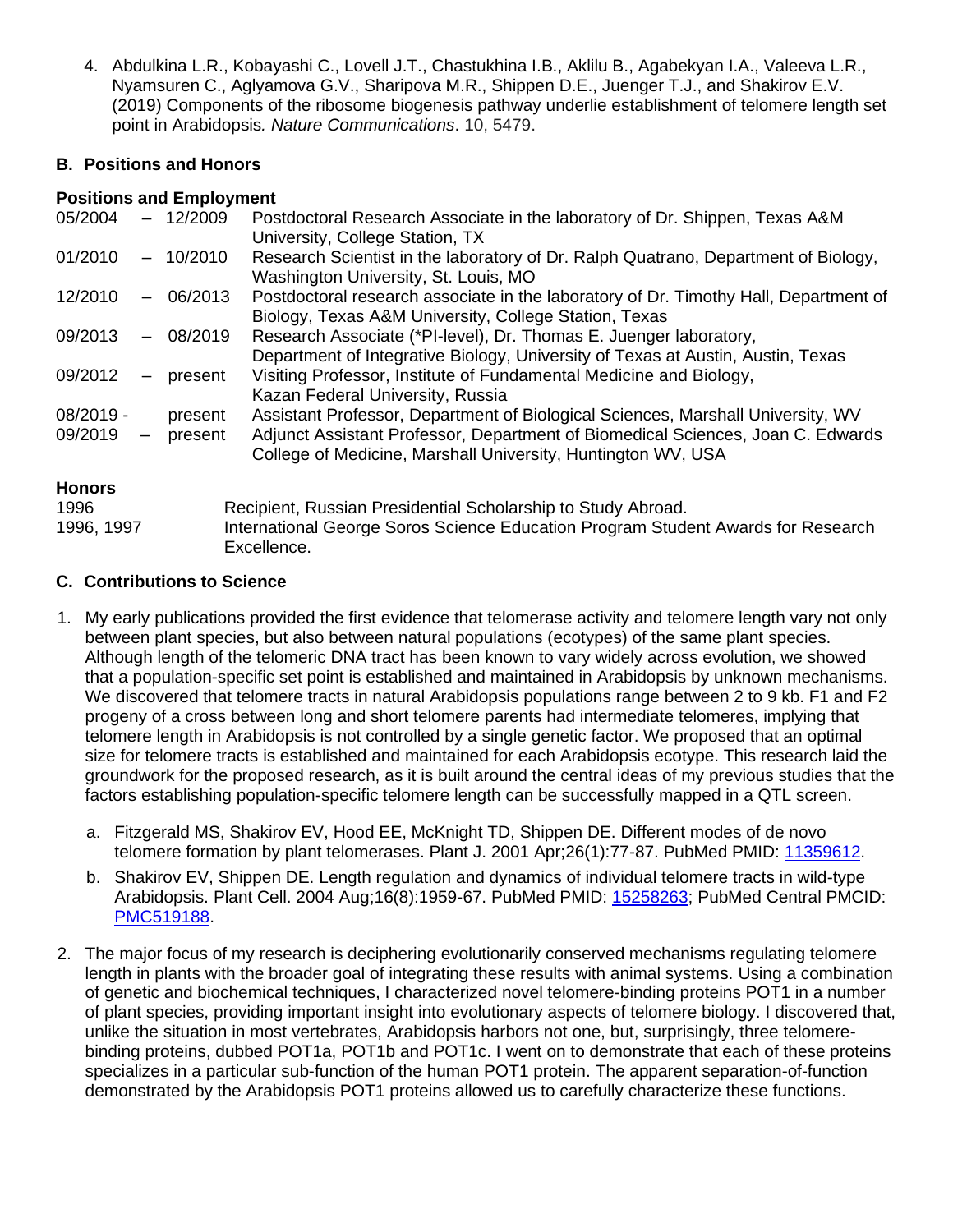4. Abdulkina L.R., Kobayashi C., Lovell J.T., Chastukhina I.B., Aklilu B., Agabekyan I.A., Valeeva L.R., Nyamsuren C., Aglyamova G.V., Sharipova M.R., Shippen D.E., Juenger T.J., and Shakirov E.V. (2019) Components of the ribosome biogenesis pathway underlie establishment of telomere length set point in Arabidopsis. *Nature Communications*. 10, 5479.

### B. Positions and Honors

**Positions and Employment**

| | |
|---|---|
| 05/2004 – 12/2009 | Postdoctoral Research Associate in the laboratory of Dr. Shippen, Texas A&M University, College Station, TX |
| 01/2010 – 10/2010 | Research Scientist in the laboratory of Dr. Ralph Quatrano, Department of Biology, Washington University, St. Louis, MO |
| 12/2010 – 06/2013 | Postdoctoral research associate in the laboratory of Dr. Timothy Hall, Department of Biology, Texas A&M University, College Station, Texas |
| 09/2013 – 08/2019 | Research Associate (*PI-level), Dr. Thomas E. Juenger laboratory, Department of Integrative Biology, University of Texas at Austin, Austin, Texas |
| 09/2012 – present | Visiting Professor, Institute of Fundamental Medicine and Biology, Kazan Federal University, Russia |
| 08/2019 - present | Assistant Professor, Department of Biological Sciences, Marshall University, WV |
| 09/2019 – present | Adjunct Assistant Professor, Department of Biomedical Sciences, Joan C. Edwards College of Medicine, Marshall University, Huntington WV, USA |

**Honors**

| | |
|---|---|
| 1996 | Recipient, Russian Presidential Scholarship to Study Abroad. |
| 1996, 1997 | International George Soros Science Education Program Student Awards for Research Excellence. |

### C. Contributions to Science

1. My early publications provided the first evidence that telomerase activity and telomere length vary not only between plant species, but also between natural populations (ecotypes) of the same plant species. Although length of the telomeric DNA tract has been known to vary widely across evolution, we showed that a population-specific set point is established and maintained in Arabidopsis by unknown mechanisms. We discovered that telomere tracts in natural Arabidopsis populations range between 2 to 9 kb. F1 and F2 progeny of a cross between long and short telomere parents had intermediate telomeres, implying that telomere length in Arabidopsis is not controlled by a single genetic factor. We proposed that an optimal size for telomere tracts is established and maintained for each Arabidopsis ecotype. This research laid the groundwork for the proposed research, as it is built around the central ideas of my previous studies that the factors establishing population-specific telomere length can be successfully mapped in a QTL screen.

   a. Fitzgerald MS, Shakirov EV, Hood EE, McKnight TD, Shippen DE. Different modes of de novo telomere formation by plant telomerases. Plant J. 2001 Apr;26(1):77-87. PubMed PMID: 11359612.

   b. Shakirov EV, Shippen DE. Length regulation and dynamics of individual telomere tracts in wild-type Arabidopsis. Plant Cell. 2004 Aug;16(8):1959-67. PubMed PMID: 15258263; PubMed Central PMCID: PMC519188.

2. The major focus of my research is deciphering evolutionarily conserved mechanisms regulating telomere length in plants with the broader goal of integrating these results with animal systems. Using a combination of genetic and biochemical techniques, I characterized novel telomere-binding proteins POT1 in a number of plant species, providing important insight into evolutionary aspects of telomere biology. I discovered that, unlike the situation in most vertebrates, Arabidopsis harbors not one, but, surprisingly, three telomere-binding proteins, dubbed POT1a, POT1b and POT1c. I went on to demonstrate that each of these proteins specializes in a particular sub-function of the human POT1 protein. The apparent separation-of-function demonstrated by the Arabidopsis POT1 proteins allowed us to carefully characterize these functions.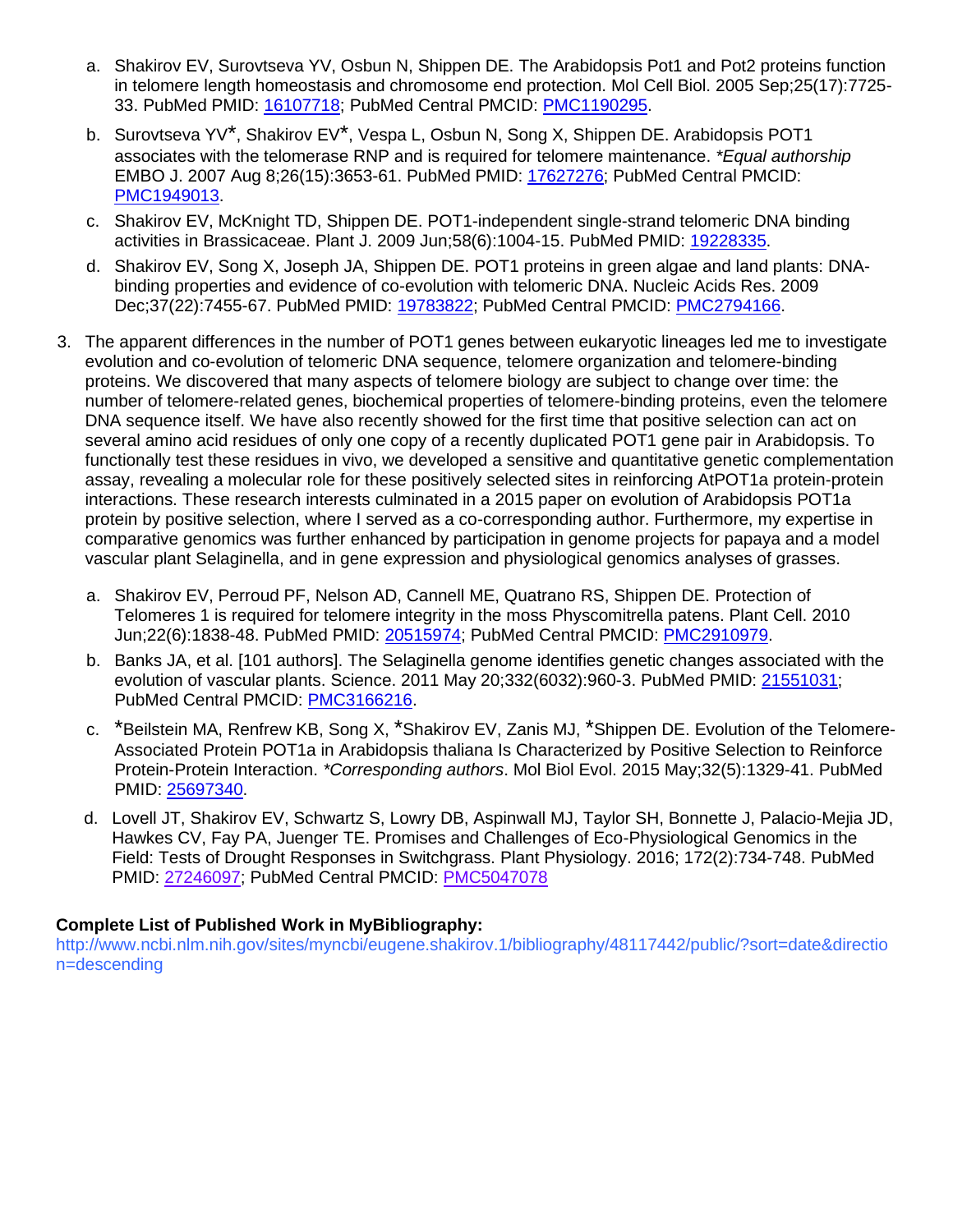a. Shakirov EV, Surovtseva YV, Osbun N, Shippen DE. The Arabidopsis Pot1 and Pot2 proteins function in telomere length homeostasis and chromosome end protection. Mol Cell Biol. 2005 Sep;25(17):7725-33. PubMed PMID: 16107718; PubMed Central PMCID: PMC1190295.

b. Surovtseva YV*, Shakirov EV*, Vespa L, Osbun N, Song X, Shippen DE. Arabidopsis POT1 associates with the telomerase RNP and is required for telomere maintenance. *\*Equal authorship* EMBO J. 2007 Aug 8;26(15):3653-61. PubMed PMID: 17627276; PubMed Central PMCID: PMC1949013.

c. Shakirov EV, McKnight TD, Shippen DE. POT1-independent single-strand telomeric DNA binding activities in Brassicaceae. Plant J. 2009 Jun;58(6):1004-15. PubMed PMID: 19228335.

d. Shakirov EV, Song X, Joseph JA, Shippen DE. POT1 proteins in green algae and land plants: DNA-binding properties and evidence of co-evolution with telomeric DNA. Nucleic Acids Res. 2009 Dec;37(22):7455-67. PubMed PMID: 19783822; PubMed Central PMCID: PMC2794166.

3. The apparent differences in the number of POT1 genes between eukaryotic lineages led me to investigate evolution and co-evolution of telomeric DNA sequence, telomere organization and telomere-binding proteins. We discovered that many aspects of telomere biology are subject to change over time: the number of telomere-related genes, biochemical properties of telomere-binding proteins, even the telomere DNA sequence itself. We have also recently showed for the first time that positive selection can act on several amino acid residues of only one copy of a recently duplicated POT1 gene pair in Arabidopsis. To functionally test these residues in vivo, we developed a sensitive and quantitative genetic complementation assay, revealing a molecular role for these positively selected sites in reinforcing AtPOT1a protein-protein interactions. These research interests culminated in a 2015 paper on evolution of Arabidopsis POT1a protein by positive selection, where I served as a co-corresponding author. Furthermore, my expertise in comparative genomics was further enhanced by participation in genome projects for papaya and a model vascular plant Selaginella, and in gene expression and physiological genomics analyses of grasses.

   a. Shakirov EV, Perroud PF, Nelson AD, Cannell ME, Quatrano RS, Shippen DE. Protection of Telomeres 1 is required for telomere integrity in the moss Physcomitrella patens. Plant Cell. 2010 Jun;22(6):1838-48. PubMed PMID: 20515974; PubMed Central PMCID: PMC2910979.

   b. Banks JA, et al. [101 authors]. The Selaginella genome identifies genetic changes associated with the evolution of vascular plants. Science. 2011 May 20;332(6032):960-3. PubMed PMID: 21551031; PubMed Central PMCID: PMC3166216.

   c. *Beilstein MA, Renfrew KB, Song X, *Shakirov EV, Zanis MJ, *Shippen DE. Evolution of the Telomere-Associated Protein POT1a in Arabidopsis thaliana Is Characterized by Positive Selection to Reinforce Protein-Protein Interaction. *\*Corresponding authors*. Mol Biol Evol. 2015 May;32(5):1329-41. PubMed PMID: 25697340.

   d. Lovell JT, Shakirov EV, Schwartz S, Lowry DB, Aspinwall MJ, Taylor SH, Bonnette J, Palacio-Mejia JD, Hawkes CV, Fay PA, Juenger TE. Promises and Challenges of Eco-Physiological Genomics in the Field: Tests of Drought Responses in Switchgrass. Plant Physiology. 2016; 172(2):734-748. PubMed PMID: 27246097; PubMed Central PMCID: PMC5047078

**Complete List of Published Work in MyBibliography:**

http://www.ncbi.nlm.nih.gov/sites/myncbi/eugene.shakirov.1/bibliography/48117442/public/?sort=date&direction=descending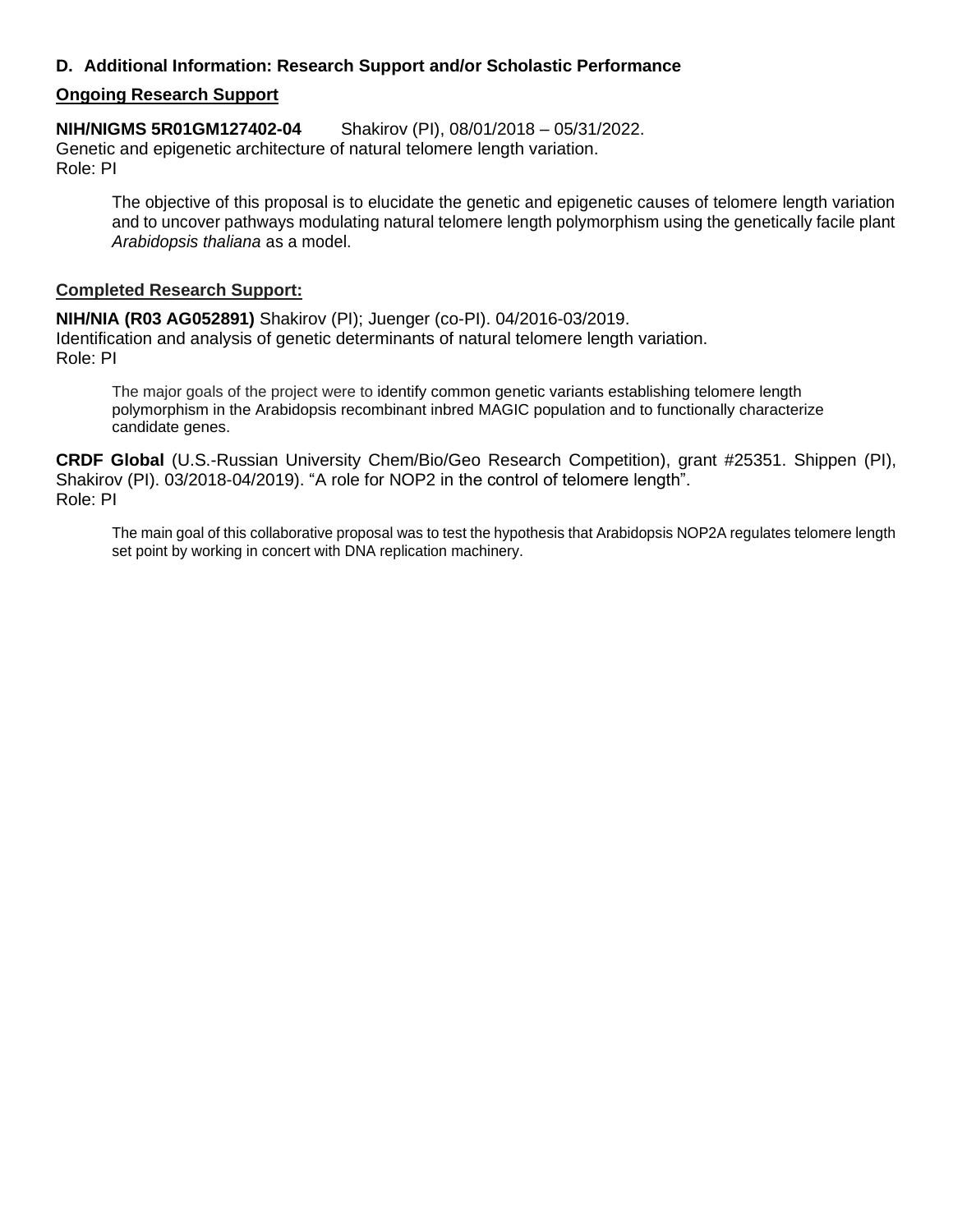### D. Additional Information: Research Support and/or Scholastic Performance

**Ongoing Research Support**

**NIH/NIGMS 5R01GM127402-04** Shakirov (PI), 08/01/2018 – 05/31/2022.
Genetic and epigenetic architecture of natural telomere length variation.
Role: PI

> The objective of this proposal is to elucidate the genetic and epigenetic causes of telomere length variation and to uncover pathways modulating natural telomere length polymorphism using the genetically facile plant *Arabidopsis thaliana* as a model.

**Completed Research Support:**

**NIH/NIA (R03 AG052891)** Shakirov (PI); Juenger (co-PI). 04/2016-03/2019.
Identification and analysis of genetic determinants of natural telomere length variation.
Role: PI

> The major goals of the project were to identify common genetic variants establishing telomere length polymorphism in the Arabidopsis recombinant inbred MAGIC population and to functionally characterize candidate genes.

**CRDF Global** (U.S.-Russian University Chem/Bio/Geo Research Competition), grant #25351. Shippen (PI), Shakirov (PI). 03/2018-04/2019). "A role for NOP2 in the control of telomere length".
Role: PI

> The main goal of this collaborative proposal was to test the hypothesis that Arabidopsis NOP2A regulates telomere length set point by working in concert with DNA replication machinery.